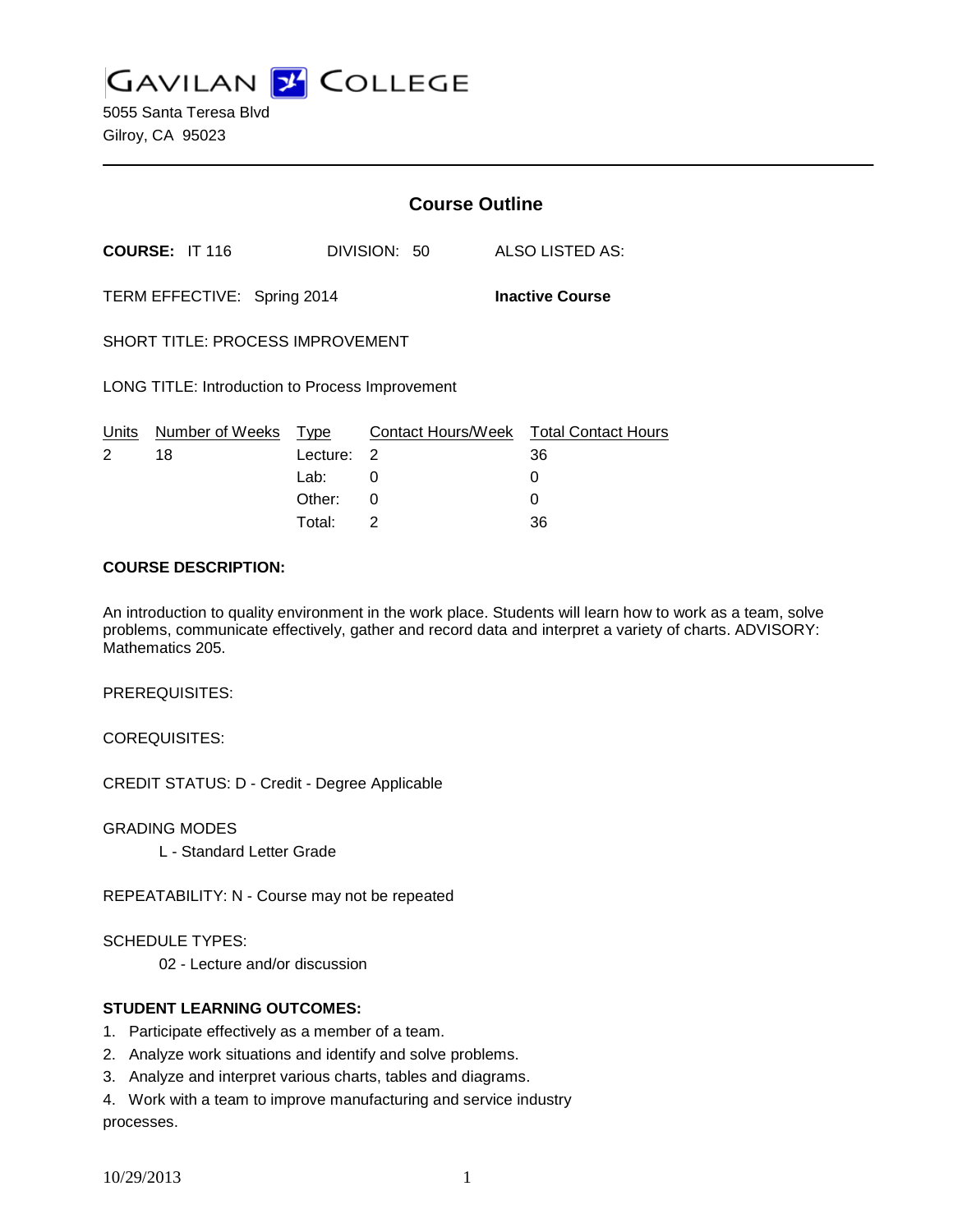# GAVILAN COLLEGE

5055 Santa Teresa Blvd
Gilroy, CA 95023

## Course Outline

**COURSE:** IT 116 DIVISION: 50 ALSO LISTED AS:

TERM EFFECTIVE: Spring 2014 **Inactive Course**

SHORT TITLE: PROCESS IMPROVEMENT

LONG TITLE: Introduction to Process Improvement

| Units | Number of Weeks | Type | Contact Hours/Week | Total Contact Hours |
|---|---|---|---|---|
| 2 | 18 | Lecture: | 2 | 36 |
| | | Lab: | 0 | 0 |
| | | Other: | 0 | 0 |
| | | Total: | 2 | 36 |

**COURSE DESCRIPTION:**

An introduction to quality environment in the work place. Students will learn how to work as a team, solve problems, communicate effectively, gather and record data and interpret a variety of charts. ADVISORY: Mathematics 205.

PREREQUISITES:

COREQUISITES:

CREDIT STATUS: D - Credit - Degree Applicable

GRADING MODES

L - Standard Letter Grade

REPEATABILITY: N - Course may not be repeated

SCHEDULE TYPES:

02 - Lecture and/or discussion

**STUDENT LEARNING OUTCOMES:**

1. Participate effectively as a member of a team.
2. Analyze work situations and identify and solve problems.
3. Analyze and interpret various charts, tables and diagrams.
4. Work with a team to improve manufacturing and service industry processes.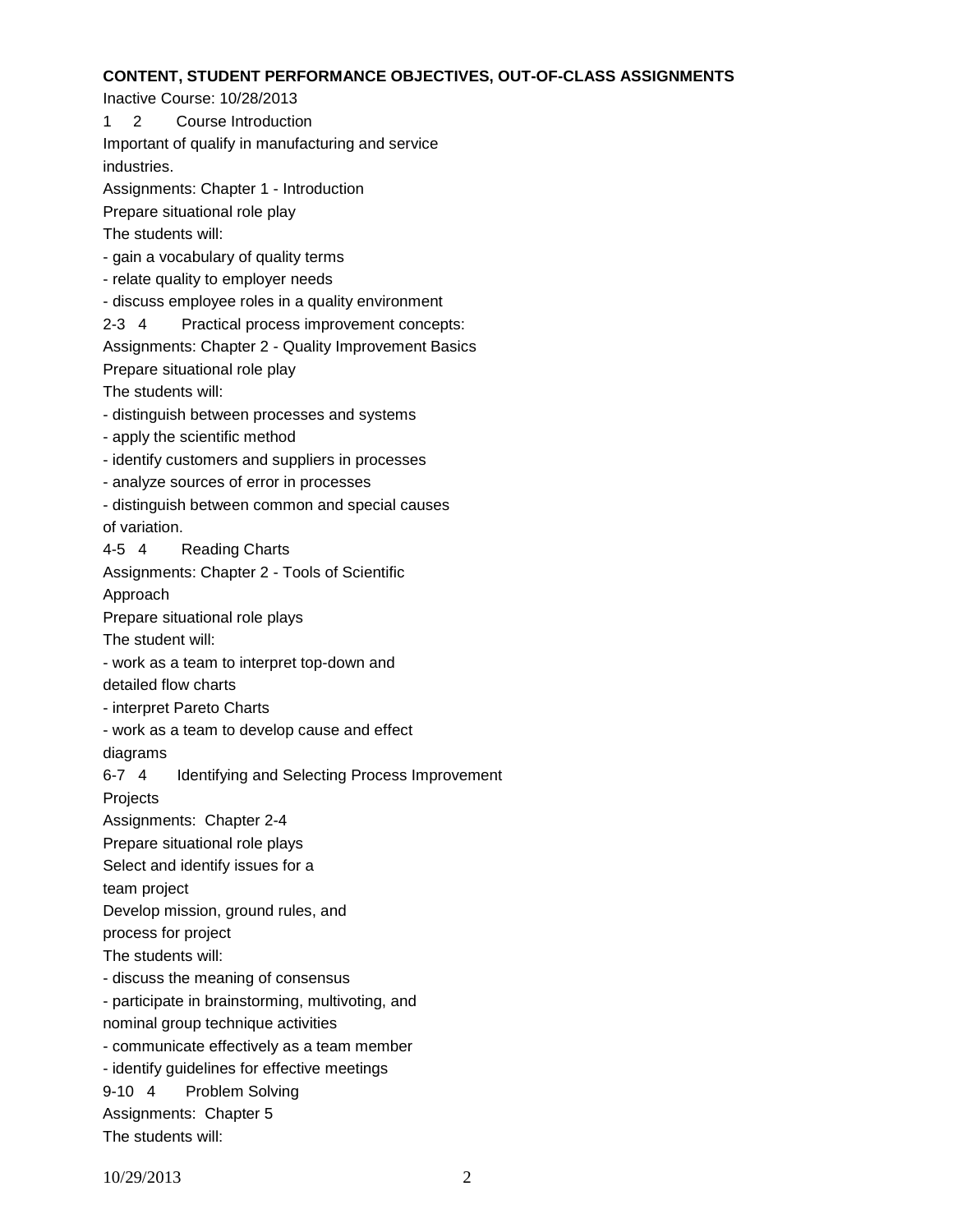**CONTENT, STUDENT PERFORMANCE OBJECTIVES, OUT-OF-CLASS ASSIGNMENTS**

Inactive Course: 10/28/2013

1 2 Course Introduction

Important of qualify in manufacturing and service industries.

Assignments: Chapter 1 - Introduction

Prepare situational role play

The students will:

- gain a vocabulary of quality terms
- relate quality to employer needs
- discuss employee roles in a quality environment

2-3 4 Practical process improvement concepts:

Assignments: Chapter 2 - Quality Improvement Basics

Prepare situational role play

The students will:

- distinguish between processes and systems
- apply the scientific method
- identify customers and suppliers in processes
- analyze sources of error in processes
- distinguish between common and special causes of variation.

4-5 4 Reading Charts

Assignments: Chapter 2 - Tools of Scientific Approach

Prepare situational role plays

The student will:

- work as a team to interpret top-down and detailed flow charts
- interpret Pareto Charts
- work as a team to develop cause and effect diagrams

6-7 4 Identifying and Selecting Process Improvement Projects

Assignments: Chapter 2-4

Prepare situational role plays

Select and identify issues for a team project

Develop mission, ground rules, and process for project

The students will:

- discuss the meaning of consensus
- participate in brainstorming, multivoting, and nominal group technique activities
- communicate effectively as a team member
- identify guidelines for effective meetings

9-10 4 Problem Solving

Assignments: Chapter 5

The students will: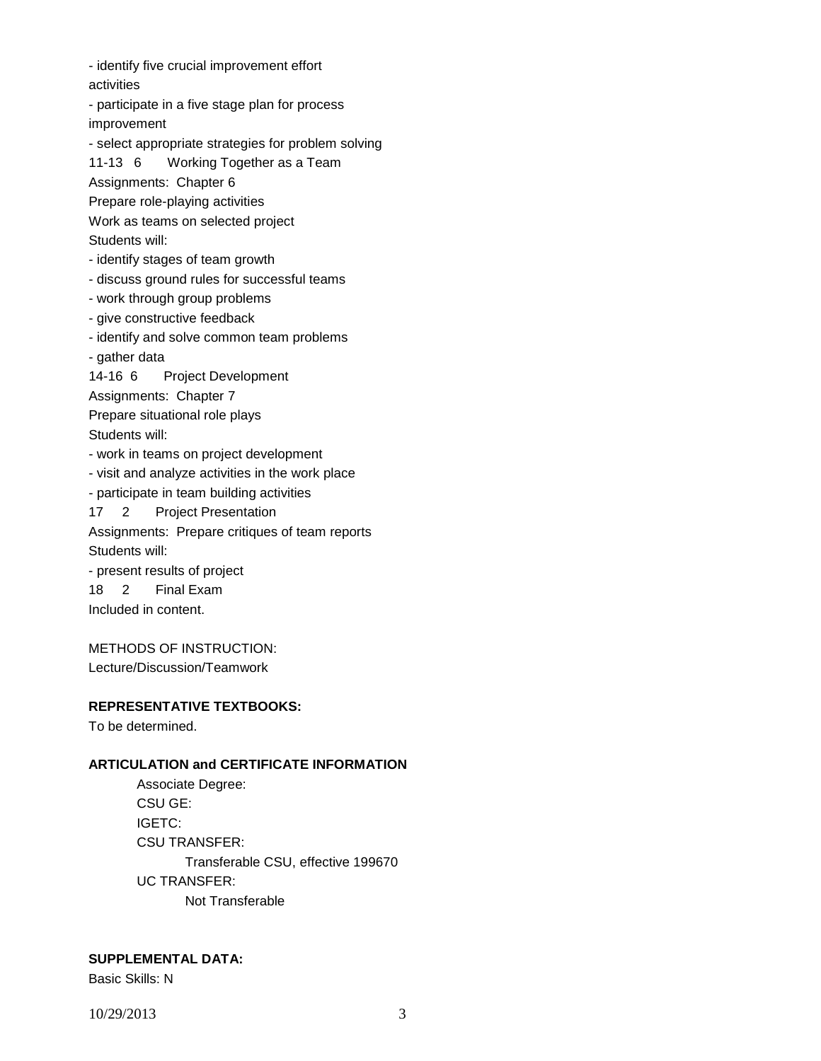- identify five crucial improvement effort activities
- participate in a five stage plan for process improvement
- select appropriate strategies for problem solving

11-13 6 Working Together as a Team

Assignments: Chapter 6

Prepare role-playing activities

Work as teams on selected project

Students will:

- identify stages of team growth
- discuss ground rules for successful teams
- work through group problems
- give constructive feedback
- identify and solve common team problems
- gather data

14-16 6 Project Development

Assignments: Chapter 7

Prepare situational role plays

Students will:

- work in teams on project development
- visit and analyze activities in the work place
- participate in team building activities

17 2 Project Presentation

Assignments: Prepare critiques of team reports

Students will:

- present results of project

18 2 Final Exam

Included in content.

METHODS OF INSTRUCTION:
Lecture/Discussion/Teamwork

**REPRESENTATIVE TEXTBOOKS:**

To be determined.

**ARTICULATION and CERTIFICATE INFORMATION**

Associate Degree:
CSU GE:
IGETC:
CSU TRANSFER:
Transferable CSU, effective 199670
UC TRANSFER:
Not Transferable

**SUPPLEMENTAL DATA:**

Basic Skills: N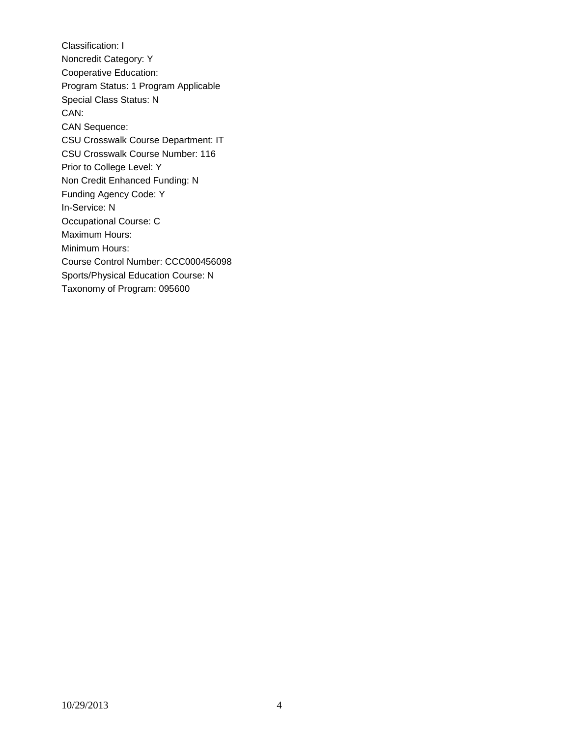Classification: I
Noncredit Category: Y
Cooperative Education:
Program Status: 1 Program Applicable
Special Class Status: N
CAN:
CAN Sequence:
CSU Crosswalk Course Department: IT
CSU Crosswalk Course Number: 116
Prior to College Level: Y
Non Credit Enhanced Funding: N
Funding Agency Code: Y
In-Service: N
Occupational Course: C
Maximum Hours:
Minimum Hours:
Course Control Number: CCC000456098
Sports/Physical Education Course: N
Taxonomy of Program: 095600